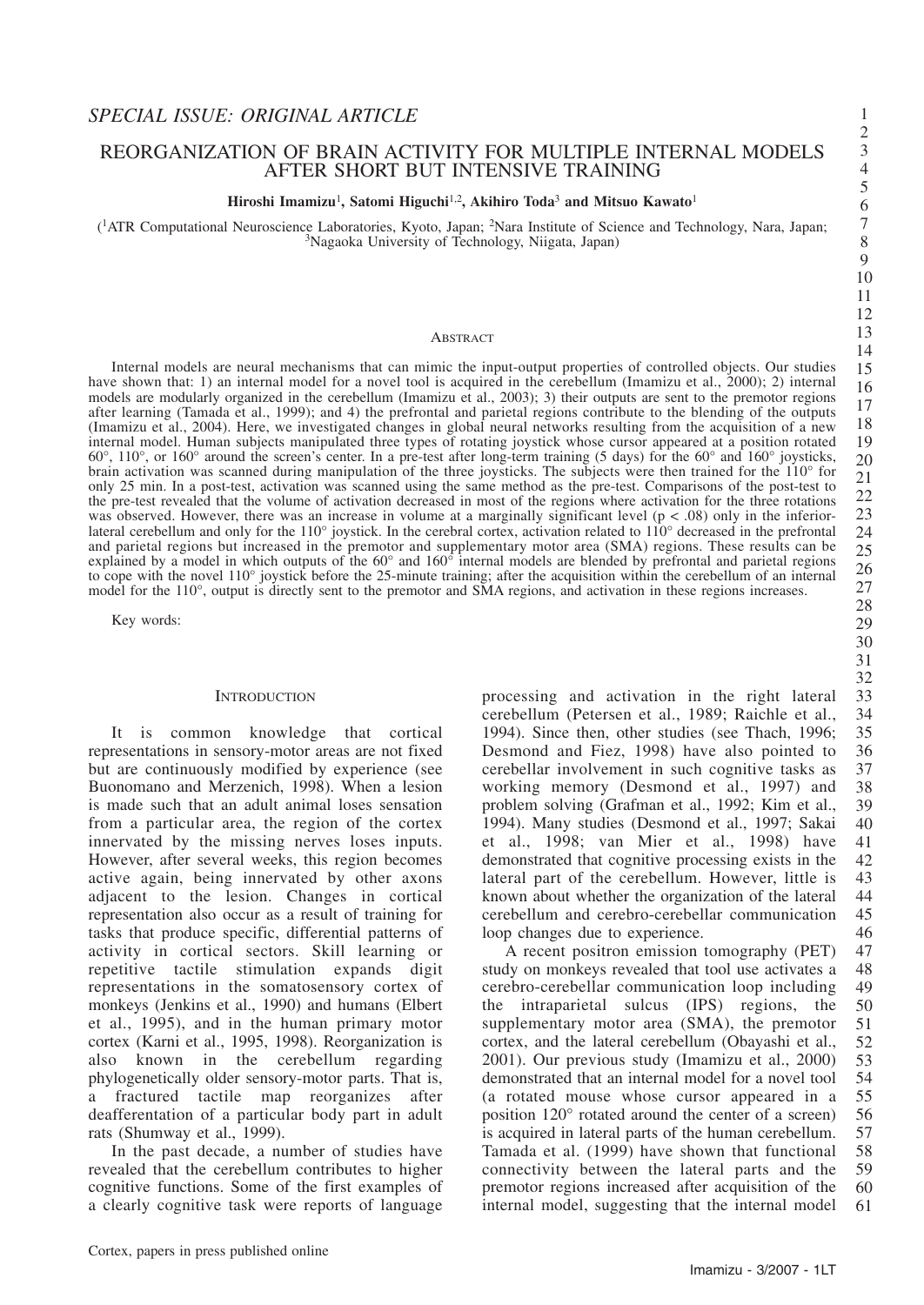*SPECIAL ISSUE: ORIGINAL ARTICLE*

# REORGANIZATION OF BRAIN ACTIVITY FOR MULTIPLE INTERNAL MODELS AFTER SHORT BUT INTENSIVE TRAINING

**Hiroshi Imamizu[1], Satomi Higuchi[1,2], Akihiro Toda[3] and Mitsuo Kawato[1]**

([1]ATR Computational Neuroscience Laboratories, Kyoto, Japan; [2]Nara Institute of Science and Technology, Nara, Japan; [3]Nagaoka University of Technology, Niigata, Japan)

## Abstract

Internal models are neural mechanisms that can mimic the input-output properties of controlled objects. Our studies have shown that: 1) an internal model for a novel tool is acquired in the cerebellum (Imamizu et al., 2000); 2) internal models are modularly organized in the cerebellum (Imamizu et al., 2003); 3) their outputs are sent to the premotor regions after learning (Tamada et al., 1999); and 4) the prefrontal and parietal regions contribute to the blending of the outputs (Imamizu et al., 2004). Here, we investigated changes in global neural networks resulting from the acquisition of a new internal model. Human subjects manipulated three types of rotating joystick whose cursor appeared at a position rotated 60°, 110°, or 160° around the screen's center. In a pre-test after long-term training (5 days) for the 60° and 160° joysticks, brain activation was scanned during manipulation of the three joysticks. The subjects were then trained for the 110° for only 25 min. In a post-test, activation was scanned using the same method as the pre-test. Comparisons of the post-test to the pre-test revealed that the volume of activation decreased in most of the regions where activation for the three rotations was observed. However, there was an increase in volume at a marginally significant level ($p < .08$) only in the inferior-lateral cerebellum and only for the 110° joystick. In the cerebral cortex, activation related to 110° decreased in the prefrontal and parietal regions but increased in the premotor and supplementary motor area (SMA) regions. These results can be explained by a model in which outputs of the 60° and 160° internal models are blended by prefrontal and parietal regions to cope with the novel 110° joystick before the 25-minute training; after the acquisition within the cerebellum of an internal model for the 110°, output is directly sent to the premotor and SMA regions, and activation in these regions increases.

Key words:

## Introduction

It is common knowledge that cortical representations in sensory-motor areas are not fixed but are continuously modified by experience (see Buonomano and Merzenich, 1998). When a lesion is made such that an adult animal loses sensation from a particular area, the region of the cortex innervated by the missing nerves loses inputs. However, after several weeks, this region becomes active again, being innervated by other axons adjacent to the lesion. Changes in cortical representation also occur as a result of training for tasks that produce specific, differential patterns of activity in cortical sectors. Skill learning or repetitive tactile stimulation expands digit representations in the somatosensory cortex of monkeys (Jenkins et al., 1990) and humans (Elbert et al., 1995), and in the human primary motor cortex (Karni et al., 1995, 1998). Reorganization is also known in the cerebellum regarding phylogenetically older sensory-motor parts. That is, a fractured tactile map reorganizes after deafferentation of a particular body part in adult rats (Shumway et al., 1999).

In the past decade, a number of studies have revealed that the cerebellum contributes to higher cognitive functions. Some of the first examples of a clearly cognitive task were reports of language processing and activation in the right lateral cerebellum (Petersen et al., 1989; Raichle et al., 1994). Since then, other studies (see Thach, 1996; Desmond and Fiez, 1998) have also pointed to cerebellar involvement in such cognitive tasks as working memory (Desmond et al., 1997) and problem solving (Grafman et al., 1992; Kim et al., 1994). Many studies (Desmond et al., 1997; Sakai et al., 1998; van Mier et al., 1998) have demonstrated that cognitive processing exists in the lateral part of the cerebellum. However, little is known about whether the organization of the lateral cerebellum and cerebro-cerebellar communication loop changes due to experience.

A recent positron emission tomography (PET) study on monkeys revealed that tool use activates a cerebro-cerebellar communication loop including the intraparietal sulcus (IPS) regions, the supplementary motor area (SMA), the premotor cortex, and the lateral cerebellum (Obayashi et al., 2001). Our previous study (Imamizu et al., 2000) demonstrated that an internal model for a novel tool (a rotated mouse whose cursor appeared in a position 120° rotated around the center of a screen) is acquired in lateral parts of the human cerebellum. Tamada et al. (1999) have shown that functional connectivity between the lateral parts and the premotor regions increased after acquisition of the internal model, suggesting that the internal model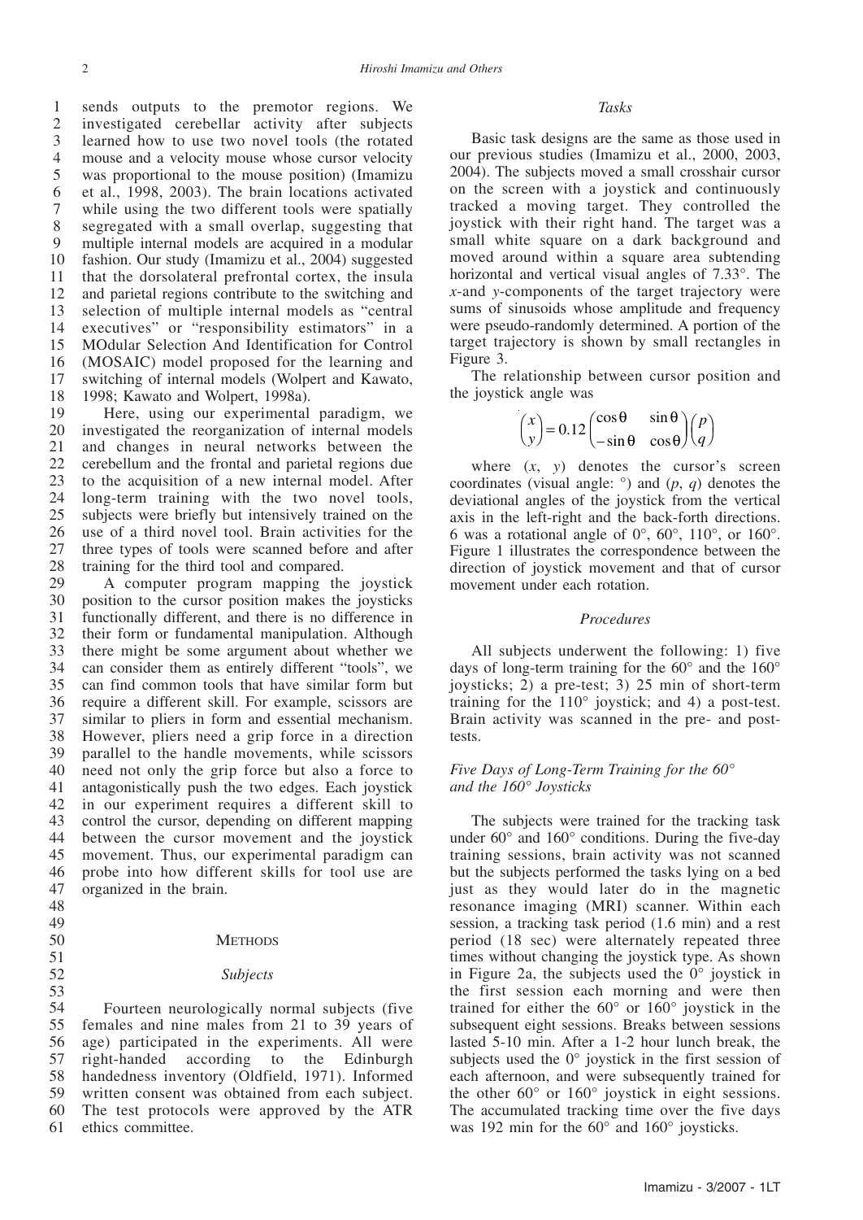sends outputs to the premotor regions. We investigated cerebellar activity after subjects learned how to use two novel tools (the rotated mouse and a velocity mouse whose cursor velocity was proportional to the mouse position) (Imamizu et al., 1998, 2003). The brain locations activated while using the two different tools were spatially segregated with a small overlap, suggesting that multiple internal models are acquired in a modular fashion. Our study (Imamizu et al., 2004) suggested that the dorsolateral prefrontal cortex, the insula and parietal regions contribute to the switching and selection of multiple internal models as "central executives" or "responsibility estimators" in a MOdular Selection And Identification for Control (MOSAIC) model proposed for the learning and switching of internal models (Wolpert and Kawato, 1998; Kawato and Wolpert, 1998a).

Here, using our experimental paradigm, we investigated the reorganization of internal models and changes in neural networks between the cerebellum and the frontal and parietal regions due to the acquisition of a new internal model. After long-term training with the two novel tools, subjects were briefly but intensively trained on the use of a third novel tool. Brain activities for the three types of tools were scanned before and after training for the third tool and compared.

A computer program mapping the joystick position to the cursor position makes the joysticks functionally different, and there is no difference in their form or fundamental manipulation. Although there might be some argument about whether we can consider them as entirely different "tools", we can find common tools that have similar form but require a different skill. For example, scissors are similar to pliers in form and essential mechanism. However, pliers need a grip force in a direction parallel to the handle movements, while scissors need not only the grip force but also a force to antagonistically push the two edges. Each joystick in our experiment requires a different skill to control the cursor, depending on different mapping between the cursor movement and the joystick movement. Thus, our experimental paradigm can probe into how different skills for tool use are organized in the brain.

## Methods

### *Subjects*

Fourteen neurologically normal subjects (five females and nine males from 21 to 39 years of age) participated in the experiments. All were right-handed according to the Edinburgh handedness inventory (Oldfield, 1971). Informed written consent was obtained from each subject. The test protocols were approved by the ATR ethics committee.

### *Tasks*

Basic task designs are the same as those used in our previous studies (Imamizu et al., 2000, 2003, 2004). The subjects moved a small crosshair cursor on the screen with a joystick and continuously tracked a moving target. They controlled the joystick with their right hand. The target was a small white square on a dark background and moved around within a square area subtending horizontal and vertical visual angles of 7.33°. The *x*-and *y*-components of the target trajectory were sums of sinusoids whose amplitude and frequency were pseudo-randomly determined. A portion of the target trajectory is shown by small rectangles in Figure 3.

The relationship between cursor position and the joystick angle was

$$\begin{pmatrix} x \\ y \end{pmatrix} = 0.12 \begin{pmatrix} \cos\theta & \sin\theta \\ -\sin\theta & \cos\theta \end{pmatrix} \begin{pmatrix} p \\ q \end{pmatrix}$$

where $(x, y)$ denotes the cursor's screen coordinates (visual angle: °) and $(p, q)$ denotes the deviational angles of the joystick from the vertical axis in the left-right and the back-forth directions. $\theta$ was a rotational angle of 0°, 60°, 110°, or 160°. Figure 1 illustrates the correspondence between the direction of joystick movement and that of cursor movement under each rotation.

### *Procedures*

All subjects underwent the following: 1) five days of long-term training for the 60° and the 160° joysticks; 2) a pre-test; 3) 25 min of short-term training for the 110° joystick; and 4) a post-test. Brain activity was scanned in the pre- and post-tests.

### *Five Days of Long-Term Training for the 60° and the 160° Joysticks*

The subjects were trained for the tracking task under 60° and 160° conditions. During the five-day training sessions, brain activity was not scanned but the subjects performed the tasks lying on a bed just as they would later do in the magnetic resonance imaging (MRI) scanner. Within each session, a tracking task period (1.6 min) and a rest period (18 sec) were alternately repeated three times without changing the joystick type. As shown in Figure 2a, the subjects used the 0° joystick in the first session each morning and were then trained for either the 60° or 160° joystick in the subsequent eight sessions. Breaks between sessions lasted 5-10 min. After a 1-2 hour lunch break, the subjects used the 0° joystick in the first session of each afternoon, and were subsequently trained for the other 60° or 160° joystick in eight sessions. The accumulated tracking time over the five days was 192 min for the 60° and 160° joysticks.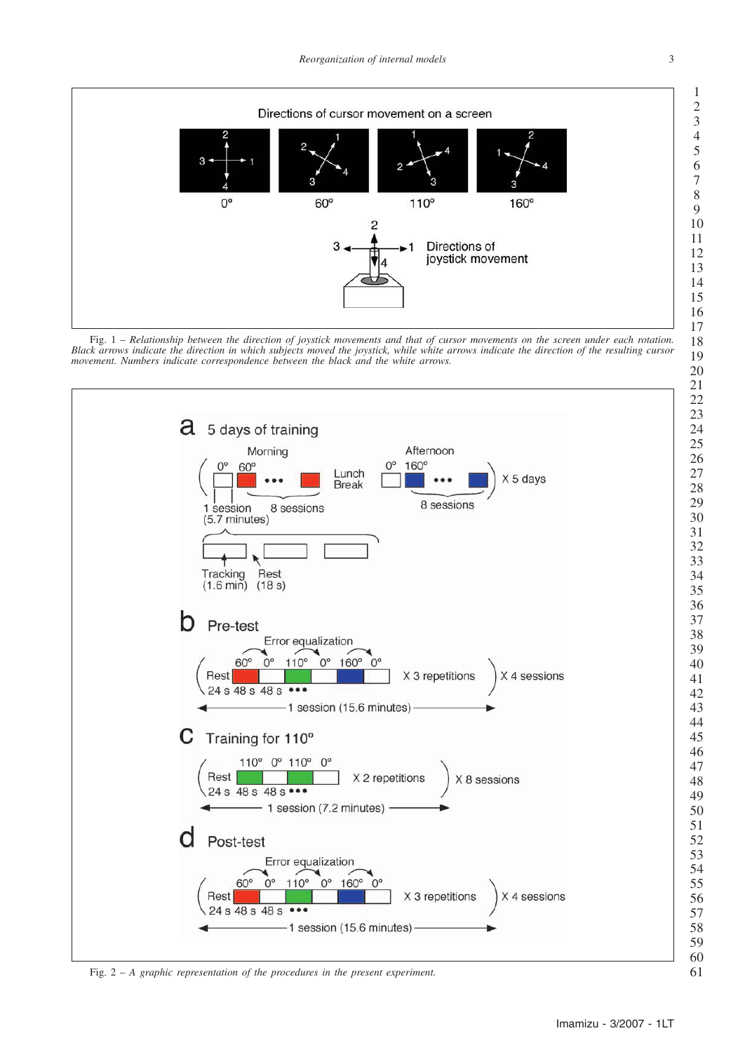Fig. 1 – *Relationship between the direction of joystick movements and that of cursor movements on the screen under each rotation. Black arrows indicate the direction in which subjects moved the joystick, while white arrows indicate the direction of the resulting cursor movement. Numbers indicate correspondence between the black and the white arrows.*

Fig. 2 – *A graphic representation of the procedures in the present experiment.*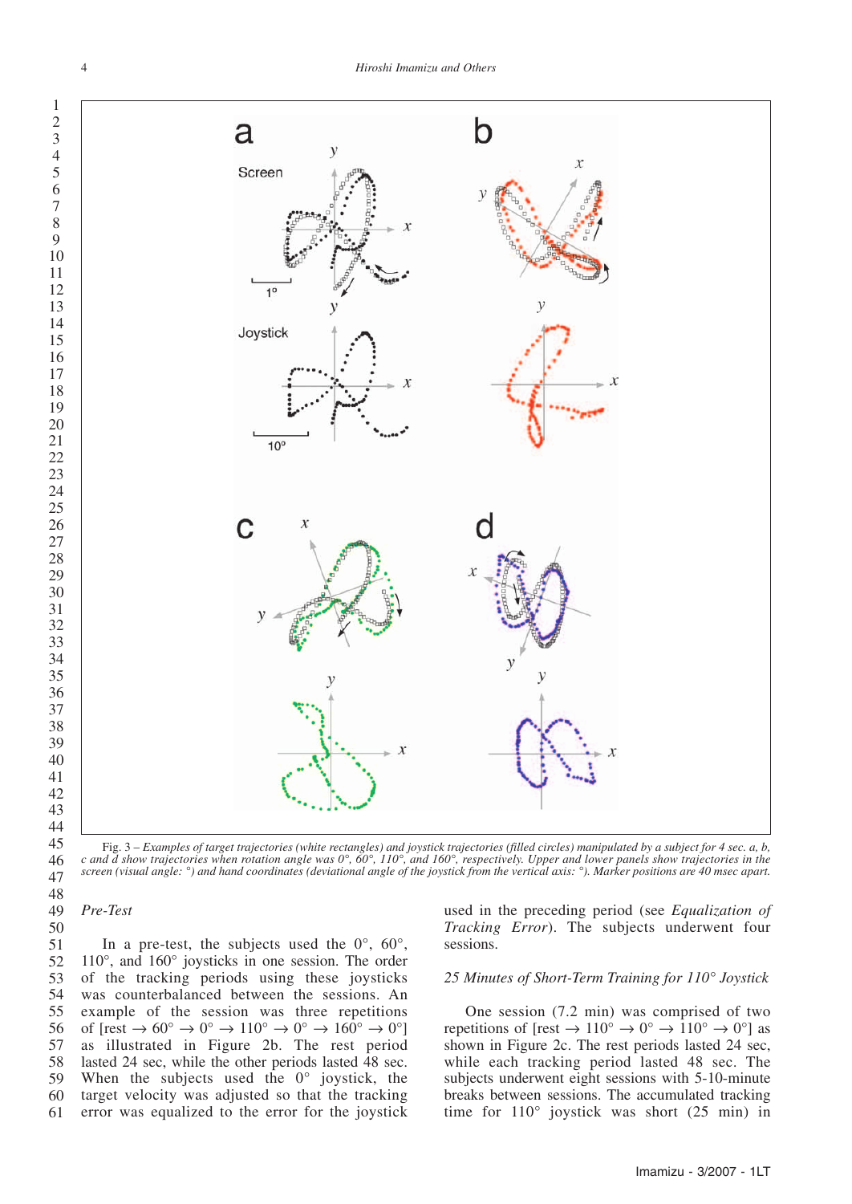Fig. 3 – *Examples of target trajectories (white rectangles) and joystick trajectories (filled circles) manipulated by a subject for 4 sec. a, b, c and d show trajectories when rotation angle was 0°, 60°, 110°, and 160°, respectively. Upper and lower panels show trajectories in the screen (visual angle: °) and hand coordinates (deviational angle of the joystick from the vertical axis: °). Marker positions are 40 msec apart.*

### *Pre-Test*

In a pre-test, the subjects used the 0°, 60°, 110°, and 160° joysticks in one session. The order of the tracking periods using these joysticks was counterbalanced between the sessions. An example of the session was three repetitions of [rest → 60° → 0° → 110° → 0° → 160° → 0°] as illustrated in Figure 2b. The rest period lasted 24 sec, while the other periods lasted 48 sec. When the subjects used the 0° joystick, the target velocity was adjusted so that the tracking error was equalized to the error for the joystick used in the preceding period (see *Equalization of Tracking Error*). The subjects underwent four sessions.

### *25 Minutes of Short-Term Training for 110° Joystick*

One session (7.2 min) was comprised of two repetitions of [rest → 110° → 0° → 110° → 0°] as shown in Figure 2c. The rest periods lasted 24 sec, while each tracking period lasted 48 sec. The subjects underwent eight sessions with 5-10-minute breaks between sessions. The accumulated tracking time for 110° joystick was short (25 min) in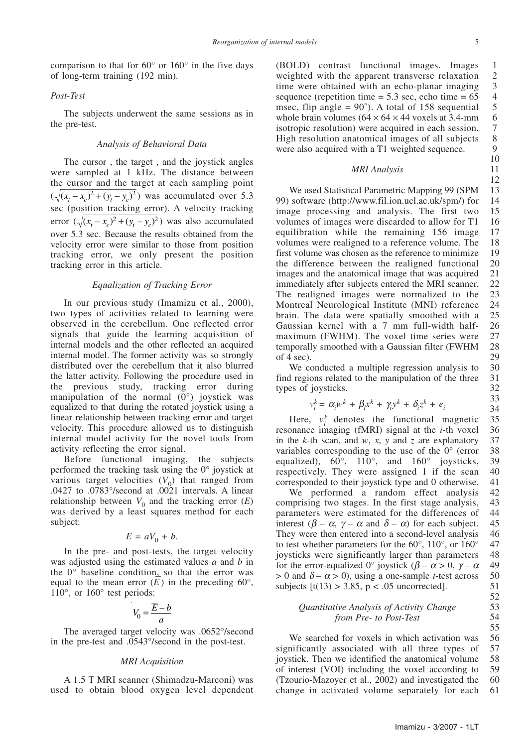comparison to that for 60° or 160° in the five days of long-term training (192 min).

### *Post-Test*

The subjects underwent the same sessions as in the pre-test.

### *Analysis of Behavioral Data*

The cursor , the target , and the joystick angles were sampled at 1 kHz. The distance between the cursor and the target at each sampling point ($\sqrt{(x_t - x_c)^2 + (y_t - y_c)^2}$) was accumulated over 5.3 sec (position tracking error). A velocity tracking error ($\sqrt{(x_t - x_c)^2 + (y_t - y_c)^2}$) was also accumulated over 5.3 sec. Because the results obtained from the velocity error were similar to those from position tracking error, we only present the position tracking error in this article.

### *Equalization of Tracking Error*

In our previous study (Imamizu et al., 2000), two types of activities related to learning were observed in the cerebellum. One reflected error signals that guide the learning acquisition of internal models and the other reflected an acquired internal model. The former activity was so strongly distributed over the cerebellum that it also blurred the latter activity. Following the procedure used in the previous study, tracking error during manipulation of the normal (0°) joystick was equalized to that during the rotated joystick using a linear relationship between tracking error and target velocity. This procedure allowed us to distinguish internal model activity for the novel tools from activity reflecting the error signal.

Before functional imaging, the subjects performed the tracking task using the 0° joystick at various target velocities ($V_0$) that ranged from .0427 to .0783°/second at .0021 intervals. A linear relationship between $V_0$ and the tracking error ($E$) was derived by a least squares method for each subject:

$$E = aV_0 + b.$$

In the pre- and post-tests, the target velocity was adjusted using the estimated values $a$ and $b$ in the 0° baseline condition, so that the error was equal to the mean error ($\bar{E}$) in the preceding 60°, 110°, or 160° test periods:

$$V_0 = \frac{\bar{E} - b}{a}$$

The averaged target velocity was .0652°/second in the pre-test and .0543°/second in the post-test.

### *MRI Acquisition*

A 1.5 T MRI scanner (Shimadzu-Marconi) was used to obtain blood oxygen level dependent (BOLD) contrast functional images. Images weighted with the apparent transverse relaxation time were obtained with an echo-planar imaging sequence (repetition time = 5.3 sec, echo time = 65 msec, flip angle = 90˚). A total of 158 sequential whole brain volumes (64 × 64 × 44 voxels at 3.4-mm isotropic resolution) were acquired in each session. High resolution anatomical images of all subjects were also acquired with a T1 weighted sequence.

### *MRI Analysis*

We used Statistical Parametric Mapping 99 (SPM 99) software (http://www.fil.ion.ucl.ac.uk/spm/) for image processing and analysis. The first two volumes of images were discarded to allow for T1 equilibration while the remaining 156 image volumes were realigned to a reference volume. The first volume was chosen as the reference to minimize the difference between the realigned functional images and the anatomical image that was acquired immediately after subjects entered the MRI scanner. The realigned images were normalized to the Montreal Neurological Institute (MNI) reference brain. The data were spatially smoothed with a Gaussian kernel with a 7 mm full-width half-maximum (FWHM). The voxel time series were temporally smoothed with a Gaussian filter (FWHM of 4 sec).

We conducted a multiple regression analysis to find regions related to the manipulation of the three types of joysticks.

$$v_i^k = \alpha_i w^k + \beta_i x^k + \gamma_i y^k + \delta_i z^k + e_i$$

Here, $v_i^k$ denotes the functional magnetic resonance imaging (fMRI) signal at the $i$-th voxel in the $k$-th scan, and $w$, $x$, $y$ and $z$ are explanatory variables corresponding to the use of the 0° (error equalized), 60°, 110°, and 160° joysticks, respectively. They were assigned 1 if the scan corresponded to their joystick type and 0 otherwise.

We performed a random effect analysis comprising two stages. In the first stage analysis, parameters were estimated for the differences of interest ($\beta - \alpha$, $\gamma - \alpha$ and $\delta - \alpha$) for each subject. They were then entered into a second-level analysis to test whether parameters for the 60°, 110°, or 160° joysticks were significantly larger than parameters for the error-equalized 0° joystick ($\beta - \alpha > 0$, $\gamma - \alpha > 0$ and $\delta - \alpha > 0$), using a one-sample $t$-test across subjects [$t(13) > 3.85$, $p < .05$ uncorrected].

### *Quantitative Analysis of Activity Change from Pre- to Post-Test*

We searched for voxels in which activation was significantly associated with all three types of joystick. Then we identified the anatomical volume of interest (VOI) including the voxel according to (Tzourio-Mazoyer et al., 2002) and investigated the change in activated volume separately for each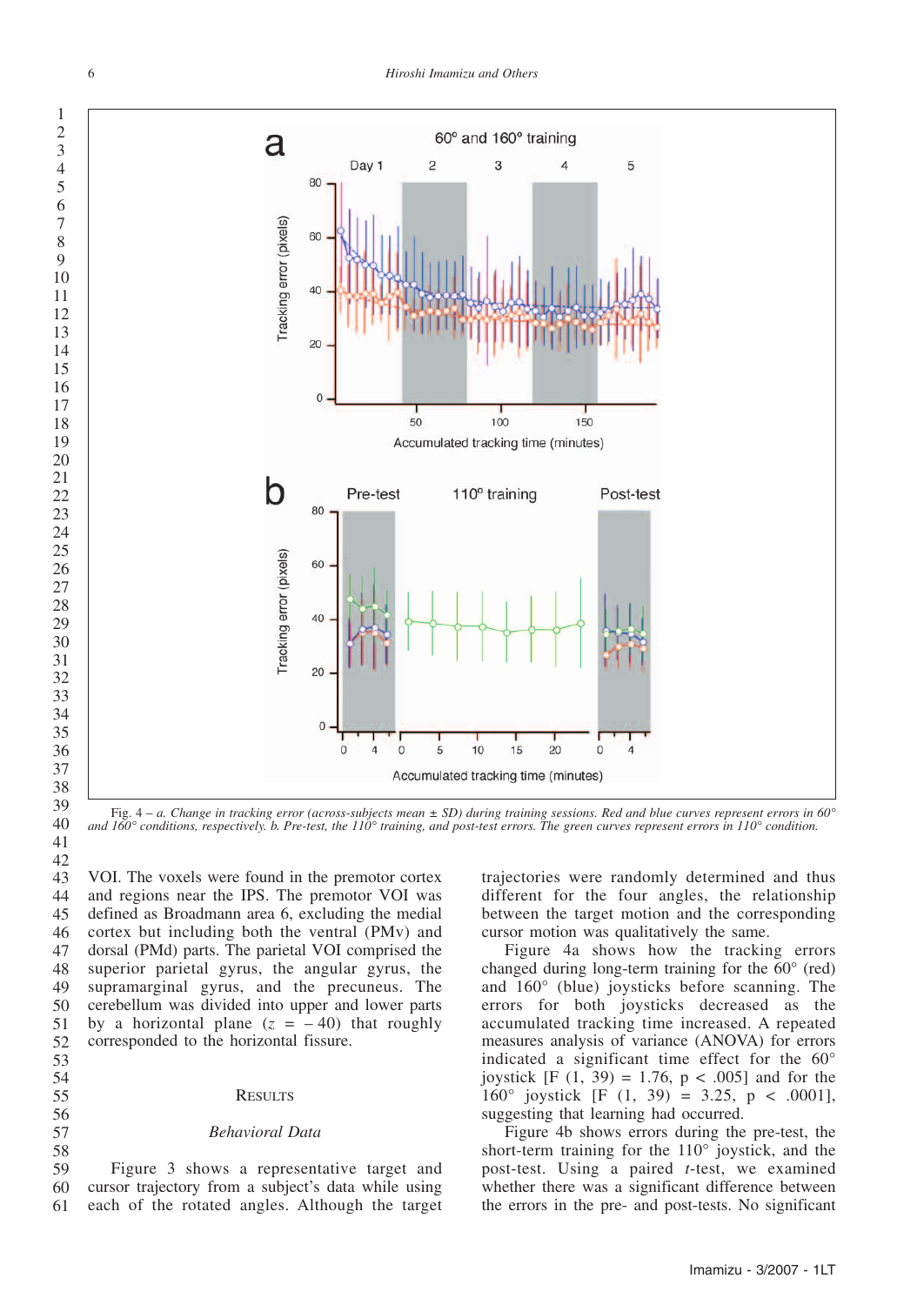Fig. 4 – *a. Change in tracking error (across-subjects mean ± SD) during training sessions. Red and blue curves represent errors in 60° and 160° conditions, respectively. b. Pre-test, the 110° training, and post-test errors. The green curves represent errors in 110° condition.*

VOI. The voxels were found in the premotor cortex and regions near the IPS. The premotor VOI was defined as Broadmann area 6, excluding the medial cortex but including both the ventral (PMv) and dorsal (PMd) parts. The parietal VOI comprised the superior parietal gyrus, the angular gyrus, the supramarginal gyrus, and the precuneus. The cerebellum was divided into upper and lower parts by a horizontal plane ($z = -40$) that roughly corresponded to the horizontal fissure.

## RESULTS

### *Behavioral Data*

Figure 3 shows a representative target and cursor trajectory from a subject's data while using each of the rotated angles. Although the target trajectories were randomly determined and thus different for the four angles, the relationship between the target motion and the corresponding cursor motion was qualitatively the same.

Figure 4a shows how the tracking errors changed during long-term training for the 60° (red) and 160° (blue) joysticks before scanning. The errors for both joysticks decreased as the accumulated tracking time increased. A repeated measures analysis of variance (ANOVA) for errors indicated a significant time effect for the 60° joystick [$F(1, 39) = 1.76$, $p < .005$] and for the 160° joystick [$F(1, 39) = 3.25$, $p < .0001$], suggesting that learning had occurred.

Figure 4b shows errors during the pre-test, the short-term training for the 110° joystick, and the post-test. Using a paired *t*-test, we examined whether there was a significant difference between the errors in the pre- and post-tests. No significant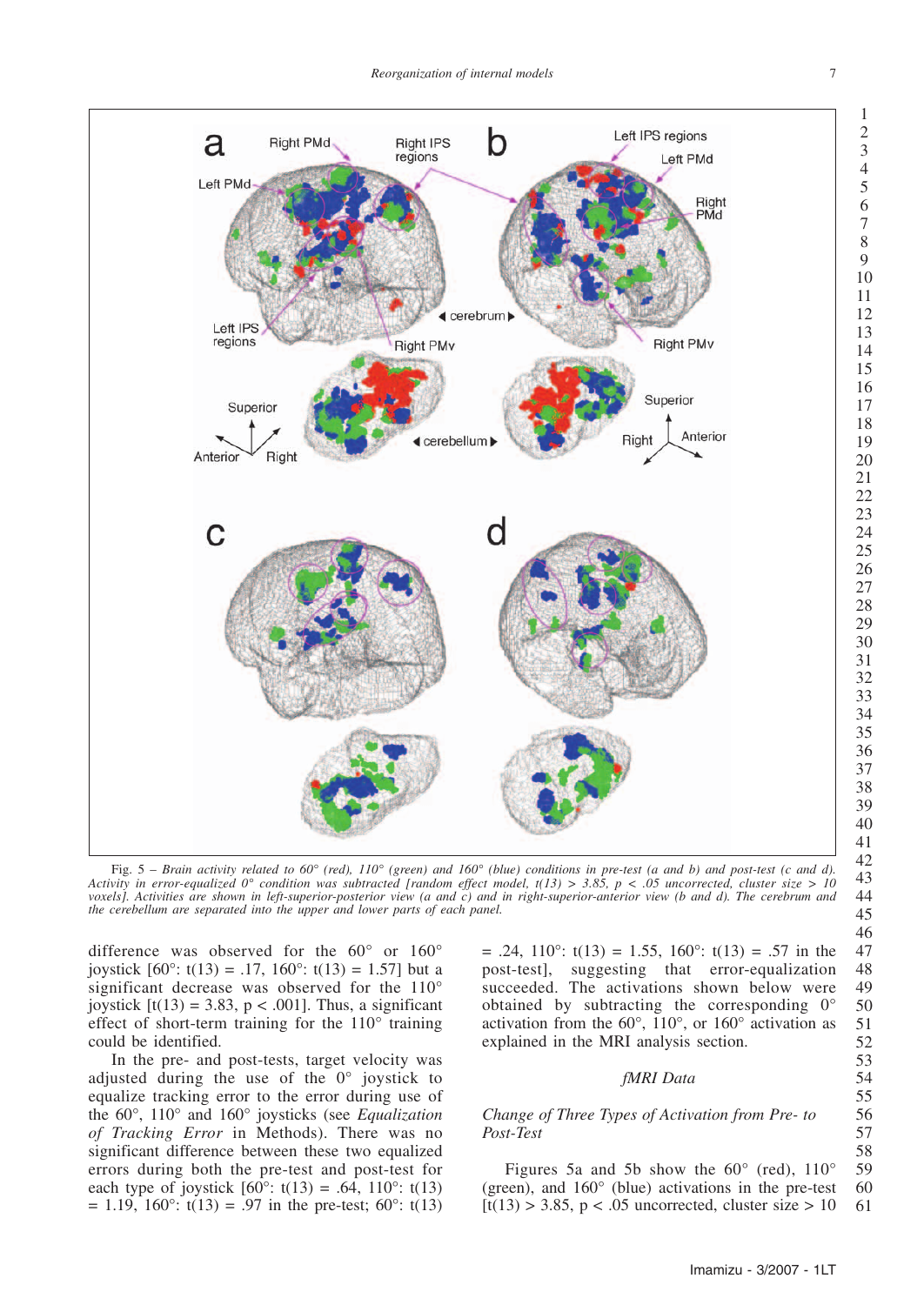Fig. 5 – *Brain activity related to 60° (red), 110° (green) and 160° (blue) conditions in pre-test (a and b) and post-test (c and d). Activity in error-equalized 0° condition was subtracted [random effect model, $t(13) > 3.85$, $p < .05$ uncorrected, cluster size > 10 voxels]. Activities are shown in left-superior-posterior view (a and c) and in right-superior-anterior view (b and d). The cerebrum and the cerebellum are separated into the upper and lower parts of each panel.*

difference was observed for the 60° or 160° joystick [60°: $t(13) = .17$, 160°: $t(13) = 1.57$] but a significant decrease was observed for the 110° joystick [$t(13) = 3.83$, $p < .001$]. Thus, a significant effect of short-term training for the 110° training could be identified.

In the pre- and post-tests, target velocity was adjusted during the use of the 0° joystick to equalize tracking error to the error during use of the 60°, 110° and 160° joysticks (see *Equalization of Tracking Error* in Methods). There was no significant difference between these two equalized errors during both the pre-test and post-test for each type of joystick [60°: $t(13) = .64$, 110°: $t(13) = 1.19$, 160°: $t(13) = .97$ in the pre-test; 60°: $t(13) = .24$, 110°: $t(13) = 1.55$, 160°: $t(13) = .57$ in the post-test], suggesting that error-equalization succeeded. The activations shown below were obtained by subtracting the corresponding 0° activation from the 60°, 110°, or 160° activation as explained in the MRI analysis section.

## *fMRI Data*

### *Change of Three Types of Activation from Pre- to Post-Test*

Figures 5a and 5b show the 60° (red), 110° (green), and 160° (blue) activations in the pre-test [$t(13) > 3.85$, $p < .05$ uncorrected, cluster size > 10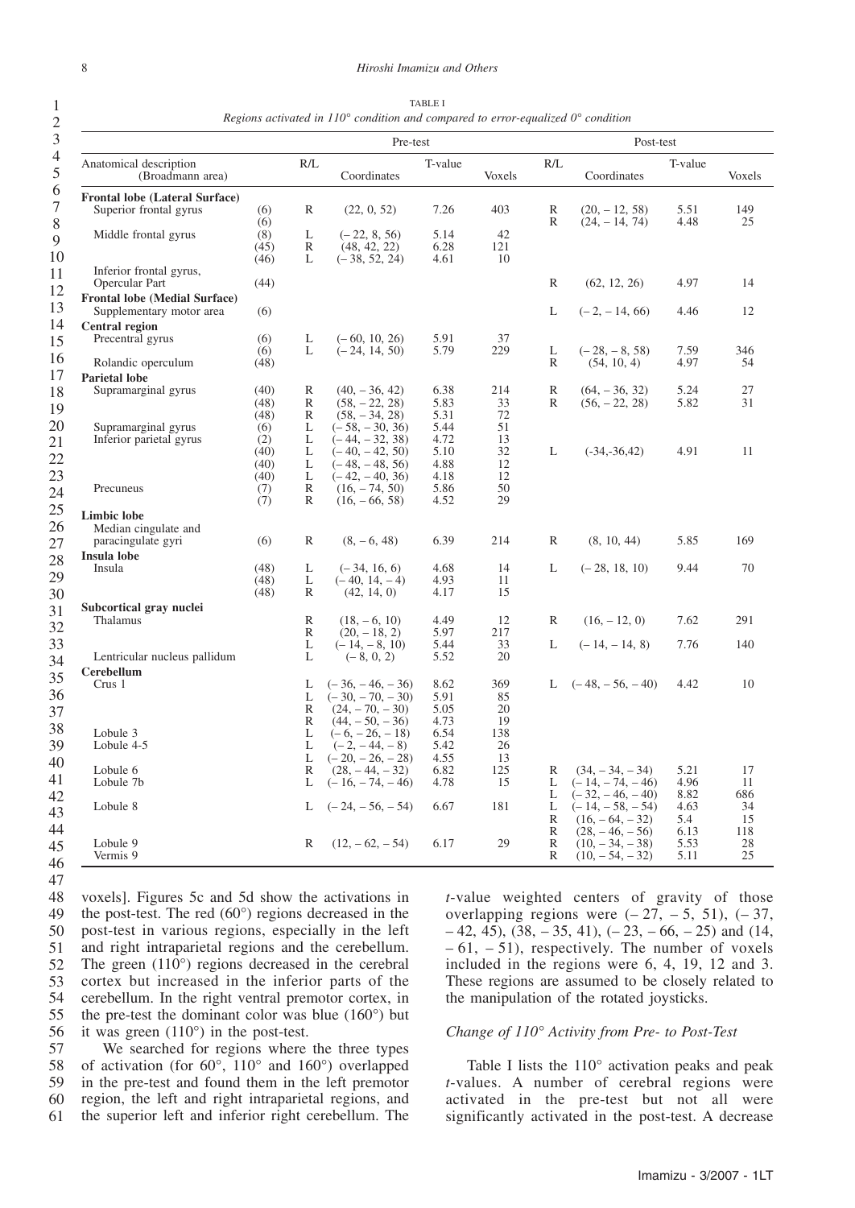TABLE I

*Regions activated in 110° condition and compared to error-equalized 0° condition*

| Anatomical description (Broadmann area) | | Pre-test | | | | Post-test | | | |
|---|---|---|---|---|---|---|---|---|---|
| | | R/L | Coordinates | T-value | Voxels | R/L | Coordinates | T-value | Voxels |
| **Frontal lobe (Lateral Surface)** | | | | | | | | | |
| Superior frontal gyrus | (6) | R | (22, 0, 52) | 7.26 | 403 | R | (20, – 12, 58) | 5.51 | 149 |
| | (6) | | | | | R | (24, – 14, 74) | 4.48 | 25 |
| Middle frontal gyrus | (8) | L | (– 22, 8, 56) | 5.14 | 42 | | | | |
| | (45) | R | (48, 42, 22) | 6.28 | 121 | | | | |
| | (46) | L | (– 38, 52, 24) | 4.61 | 10 | | | | |
| Inferior frontal gyrus, Opercular Part | (44) | | | | | R | (62, 12, 26) | 4.97 | 14 |
| **Frontal lobe (Medial Surface)** | | | | | | | | | |
| Supplementary motor area | (6) | | | | | L | (– 2, – 14, 66) | 4.46 | 12 |
| **Central region** | | | | | | | | | |
| Precentral gyrus | (6) | L | (– 60, 10, 26) | 5.91 | 37 | | | | |
| | (6) | L | (– 24, 14, 50) | 5.79 | 229 | L | (– 28, – 8, 58) | 7.59 | 346 |
| Rolandic operculum | (48) | | | | | R | (54, 10, 4) | 4.97 | 54 |
| **Parietal lobe** | | | | | | | | | |
| Supramarginal gyrus | (40) | R | (40, – 36, 42) | 6.38 | 214 | R | (64, – 36, 32) | 5.24 | 27 |
| | (48) | R | (58, – 22, 28) | 5.83 | 33 | R | (56, – 22, 28) | 5.82 | 31 |
| | (48) | R | (58, – 34, 28) | 5.31 | 72 | | | | |
| Supramarginal gyrus | (6) | L | (– 58, – 30, 36) | 5.44 | 51 | | | | |
| Inferior parietal gyrus | (2) | L | (– 44, – 32, 38) | 4.72 | 13 | | | | |
| | (40) | L | (– 40, – 42, 50) | 5.10 | 32 | L | (-34,-36,42) | 4.91 | 11 |
| | (40) | L | (– 48, – 48, 56) | 4.88 | 12 | | | | |
| | (40) | L | (– 42, – 40, 36) | 4.18 | 12 | | | | |
| Precuneus | (7) | R | (16, – 74, 50) | 5.86 | 50 | | | | |
| | (7) | R | (16, – 66, 58) | 4.52 | 29 | | | | |
| **Limbic lobe** | | | | | | | | | |
| Median cingulate and paracingulate gyri | (6) | R | (8, – 6, 48) | 6.39 | 214 | R | (8, 10, 44) | 5.85 | 169 |
| **Insula lobe** | | | | | | | | | |
| Insula | (48) | L | (– 34, 16, 6) | 4.68 | 14 | L | (– 28, 18, 10) | 9.44 | 70 |
| | (48) | L | (– 40, 14, – 4) | 4.93 | 11 | | | | |
| | (48) | R | (42, 14, 0) | 4.17 | 15 | | | | |
| **Subcortical gray nuclei** | | | | | | | | | |
| Thalamus | | R | (18, – 6, 10) | 4.49 | 12 | R | (16, – 12, 0) | 7.62 | 291 |
| | | R | (20, – 18, 2) | 5.97 | 217 | | | | |
| | | L | (– 14, – 8, 10) | 5.44 | 33 | L | (– 14, – 14, 8) | 7.76 | 140 |
| Lentricular nucleus pallidum | | L | (– 8, 0, 2) | 5.52 | 20 | | | | |
| **Cerebellum** | | | | | | | | | |
| Crus 1 | | L | (– 36, – 46, – 36) | 8.62 | 369 | L | (– 48, – 56, – 40) | 4.42 | 10 |
| | | L | (– 30, – 70, – 30) | 5.91 | 85 | | | | |
| | | R | (24, – 70, – 30) | 5.05 | 20 | | | | |
| | | R | (44, – 50, – 36) | 4.73 | 19 | | | | |
| Lobule 3 | | L | (– 6, – 26, – 18) | 6.54 | 138 | | | | |
| Lobule 4-5 | | L | (– 2, – 44, – 8) | 5.42 | 26 | | | | |
| | | L | (– 20, – 26, – 28) | 4.55 | 13 | | | | |
| Lobule 6 | | R | (28, – 44, – 32) | 6.82 | 125 | R | (34, – 34, – 34) | 5.21 | 17 |
| Lobule 7b | | L | (– 16, – 74, – 46) | 4.78 | 15 | L | (– 14, – 74, – 46) | 4.96 | 11 |
| | | | | | | L | (– 32, – 46, – 40) | 8.82 | 686 |
| Lobule 8 | | L | (– 24, – 56, – 54) | 6.67 | 181 | L | (– 14, – 58, – 54) | 4.63 | 34 |
| | | | | | | R | (16, – 64, – 32) | 5.4 | 15 |
| | | | | | | R | (28, – 46, – 56) | 6.13 | 118 |
| Lobule 9 | | R | (12, – 62, – 54) | 6.17 | 29 | R | (10, – 34, – 38) | 5.53 | 28 |
| Vermis 9 | | | | | | R | (10, – 54, – 32) | 5.11 | 25 |

voxels]. Figures 5c and 5d show the activations in the post-test. The red (60°) regions decreased in the post-test in various regions, especially in the left and right intraparietal regions and the cerebellum. The green (110°) regions decreased in the cerebral cortex but increased in the inferior parts of the cerebellum. In the right ventral premotor cortex, in the pre-test the dominant color was blue (160°) but it was green (110°) in the post-test.

We searched for regions where the three types of activation (for 60°, 110° and 160°) overlapped in the pre-test and found them in the left premotor region, the left and right intraparietal regions, and the superior left and inferior right cerebellum. The *t*-value weighted centers of gravity of those overlapping regions were (– 27, – 5, 51), (– 37, – 42, 45), (38, – 35, 41), (– 23, – 66, – 25) and (14, – 61, – 51), respectively. The number of voxels included in the regions were 6, 4, 19, 12 and 3. These regions are assumed to be closely related to the manipulation of the rotated joysticks.

### *Change of 110° Activity from Pre- to Post-Test*

Table I lists the 110° activation peaks and peak *t*-values. A number of cerebral regions were activated in the pre-test but not all were significantly activated in the post-test. A decrease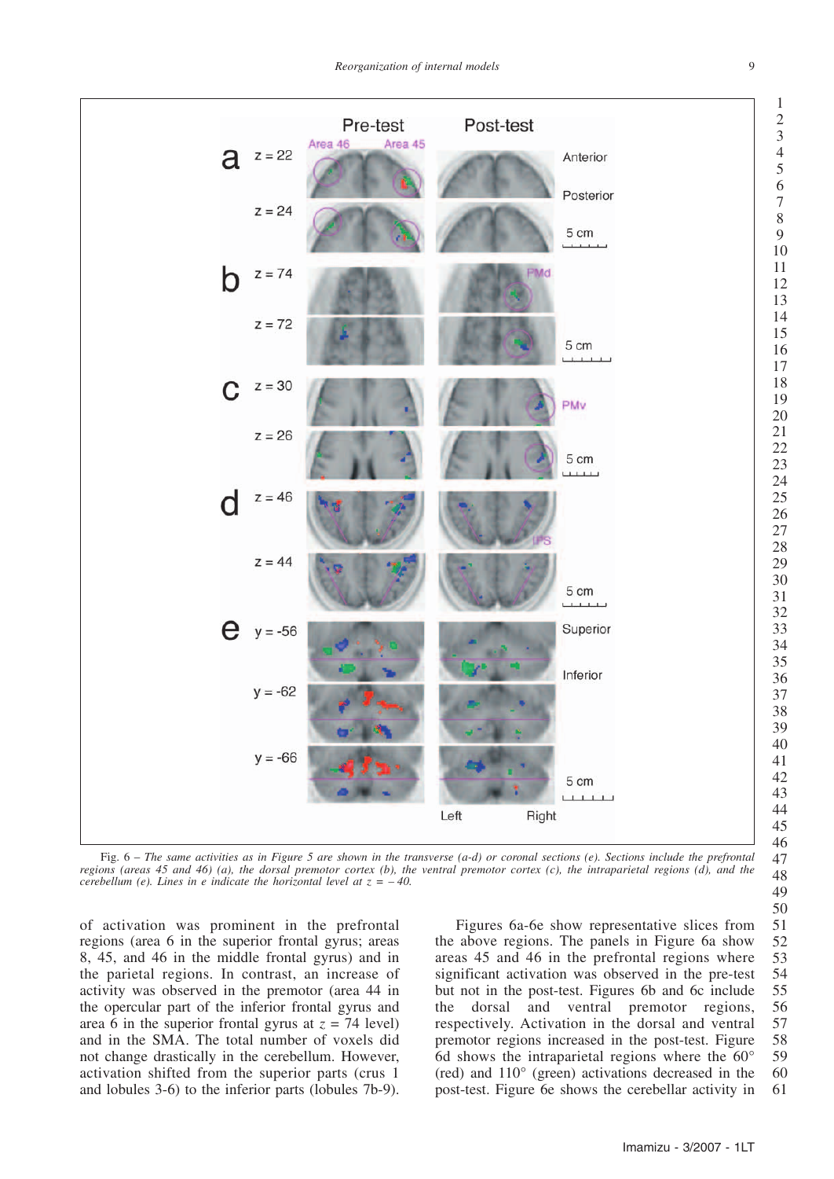Fig. 6 – *The same activities as in Figure 5 are shown in the transverse (a-d) or coronal sections (e). Sections include the prefrontal regions (areas 45 and 46) (a), the dorsal premotor cortex (b), the ventral premotor cortex (c), the intraparietal regions (d), and the cerebellum (e). Lines in e indicate the horizontal level at z = – 40.*

of activation was prominent in the prefrontal regions (area 6 in the superior frontal gyrus; areas 8, 45, and 46 in the middle frontal gyrus) and in the parietal regions. In contrast, an increase of activity was observed in the premotor (area 44 in the opercular part of the inferior frontal gyrus and area 6 in the superior frontal gyrus at $z$ = 74 level) and in the SMA. The total number of voxels did not change drastically in the cerebellum. However, activation shifted from the superior parts (crus 1 and lobules 3-6) to the inferior parts (lobules 7b-9).

Figures 6a-6e show representative slices from the above regions. The panels in Figure 6a show areas 45 and 46 in the prefrontal regions where significant activation was observed in the pre-test but not in the post-test. Figures 6b and 6c include the dorsal and ventral premotor regions, respectively. Activation in the dorsal and ventral premotor regions increased in the post-test. Figure 6d shows the intraparietal regions where the 60° (red) and 110° (green) activations decreased in the post-test. Figure 6e shows the cerebellar activity in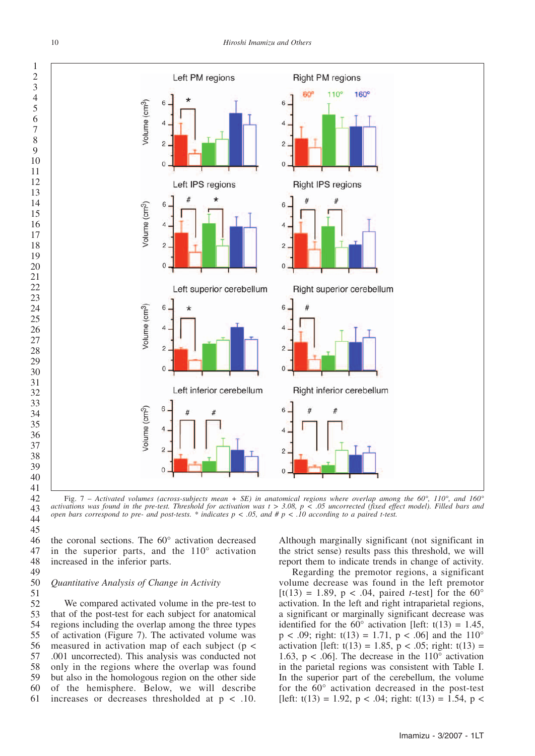Fig. 7 – *Activated volumes (across-subjects mean + SE) in anatomical regions where overlap among the 60°, 110°, and 160° activations was found in the pre-test. Threshold for activation was t > 3.08, p < .05 uncorrected (fixed effect model). Filled bars and open bars correspond to pre- and post-tests. * indicates p < .05, and # p < .10 according to a paired t-test.*

the coronal sections. The 60° activation decreased in the superior parts, and the 110° activation increased in the inferior parts.

*Quantitative Analysis of Change in Activity*

We compared activated volume in the pre-test to that of the post-test for each subject for anatomical regions including the overlap among the three types of activation (Figure 7). The activated volume was measured in activation map of each subject ($p < .001$ uncorrected). This analysis was conducted not only in the regions where the overlap was found but also in the homologous region on the other side of the hemisphere. Below, we will describe increases or decreases thresholded at $p < .10$. Although marginally significant (not significant in the strict sense) results pass this threshold, we will report them to indicate trends in change of activity.

Regarding the premotor regions, a significant volume decrease was found in the left premotor [$t(13) = 1.89$, $p < .04$, paired *t*-test] for the 60° activation. In the left and right intraparietal regions, a significant or marginally significant decrease was identified for the 60° activation [left: $t(13) = 1.45$, $p < .09$; right: $t(13) = 1.71$, $p < .06$] and the 110° activation [left: $t(13) = 1.85$, $p < .05$; right: $t(13) = 1.63$, $p < .06$]. The decrease in the 110° activation in the parietal regions was consistent with Table I. In the superior part of the cerebellum, the volume for the 60° activation decreased in the post-test [left: $t(13) = 1.92$, $p < .04$; right: $t(13) = 1.54$, $p <$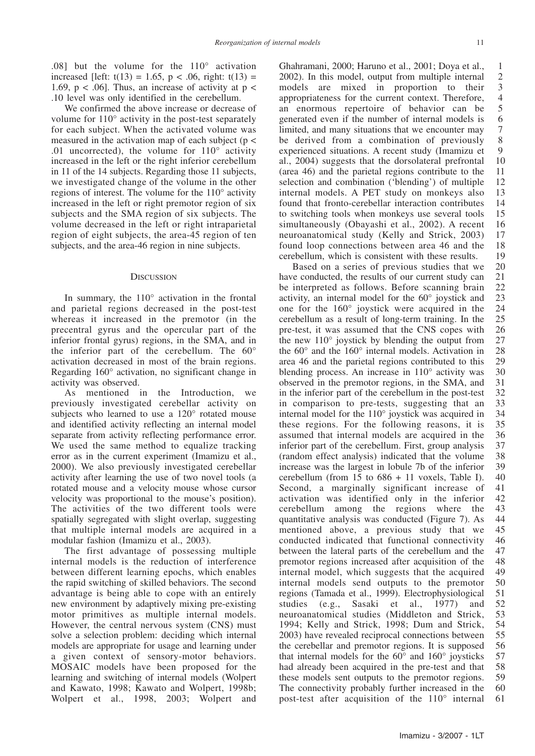.08] but the volume for the 110° activation increased [left: $t(13) = 1.65$, $p < .06$, right: $t(13) = 1.69$, $p < .06$]. Thus, an increase of activity at $p < .10$ level was only identified in the cerebellum.

We confirmed the above increase or decrease of volume for 110° activity in the post-test separately for each subject. When the activated volume was measured in the activation map of each subject ($p < .01$ uncorrected), the volume for 110° activity increased in the left or the right inferior cerebellum in 11 of the 14 subjects. Regarding those 11 subjects, we investigated change of the volume in the other regions of interest. The volume for the 110° activity increased in the left or right premotor region of six subjects and the SMA region of six subjects. The volume decreased in the left or right intraparietal region of eight subjects, the area-45 region of ten subjects, and the area-46 region in nine subjects.

## Discussion

In summary, the 110° activation in the frontal and parietal regions decreased in the post-test whereas it increased in the premotor (in the precentral gyrus and the opercular part of the inferior frontal gyrus) regions, in the SMA, and in the inferior part of the cerebellum. The 60° activation decreased in most of the brain regions. Regarding 160° activation, no significant change in activity was observed.

As mentioned in the Introduction, we previously investigated cerebellar activity on subjects who learned to use a 120° rotated mouse and identified activity reflecting an internal model separate from activity reflecting performance error. We used the same method to equalize tracking error as in the current experiment (Imamizu et al., 2000). We also previously investigated cerebellar activity after learning the use of two novel tools (a rotated mouse and a velocity mouse whose cursor velocity was proportional to the mouse's position). The activities of the two different tools were spatially segregated with slight overlap, suggesting that multiple internal models are acquired in a modular fashion (Imamizu et al., 2003).

The first advantage of possessing multiple internal models is the reduction of interference between different learning epochs, which enables the rapid switching of skilled behaviors. The second advantage is being able to cope with an entirely new environment by adaptively mixing pre-existing motor primitives as multiple internal models. However, the central nervous system (CNS) must solve a selection problem: deciding which internal models are appropriate for usage and learning under a given context of sensory-motor behaviors. MOSAIC models have been proposed for the learning and switching of internal models (Wolpert and Kawato, 1998; Kawato and Wolpert, 1998b; Wolpert et al., 1998, 2003; Wolpert and Ghahramani, 2000; Haruno et al., 2001; Doya et al., 2002). In this model, output from multiple internal models are mixed in proportion to their appropriateness for the current context. Therefore, an enormous repertoire of behavior can be generated even if the number of internal models is limited, and many situations that we encounter may be derived from a combination of previously experienced situations. A recent study (Imamizu et al., 2004) suggests that the dorsolateral prefrontal (area 46) and the parietal regions contribute to the selection and combination ('blending') of multiple internal models. A PET study on monkeys also found that fronto-cerebellar interaction contributes to switching tools when monkeys use several tools simultaneously (Obayashi et al., 2002). A recent neuroanatomical study (Kelly and Strick, 2003) found loop connections between area 46 and the cerebellum, which is consistent with these results.

Based on a series of previous studies that we have conducted, the results of our current study can be interpreted as follows. Before scanning brain activity, an internal model for the 60° joystick and one for the 160° joystick were acquired in the cerebellum as a result of long-term training. In the pre-test, it was assumed that the CNS copes with the new 110° joystick by blending the output from the 60° and the 160° internal models. Activation in area 46 and the parietal regions contributed to this blending process. An increase in 110° activity was observed in the premotor regions, in the SMA, and in the inferior part of the cerebellum in the post-test in comparison to pre-tests, suggesting that an internal model for the 110° joystick was acquired in these regions. For the following reasons, it is assumed that internal models are acquired in the inferior part of the cerebellum. First, group analysis (random effect analysis) indicated that the volume increase was the largest in lobule 7b of the inferior cerebellum (from 15 to 686 + 11 voxels, Table I). Second, a marginally significant increase of activation was identified only in the inferior cerebellum among the regions where the quantitative analysis was conducted (Figure 7). As mentioned above, a previous study that we conducted indicated that functional connectivity between the lateral parts of the cerebellum and the premotor regions increased after acquisition of the internal model, which suggests that the acquired internal models send outputs to the premotor regions (Tamada et al., 1999). Electrophysiological studies (e.g., Sasaki et al., 1977) and neuroanatomical studies (Middleton and Strick, 1994; Kelly and Strick, 1998; Dum and Strick, 2003) have revealed reciprocal connections between the cerebellar and premotor regions. It is supposed that internal models for the 60° and 160° joysticks had already been acquired in the pre-test and that these models sent outputs to the premotor regions. The connectivity probably further increased in the post-test after acquisition of the 110° internal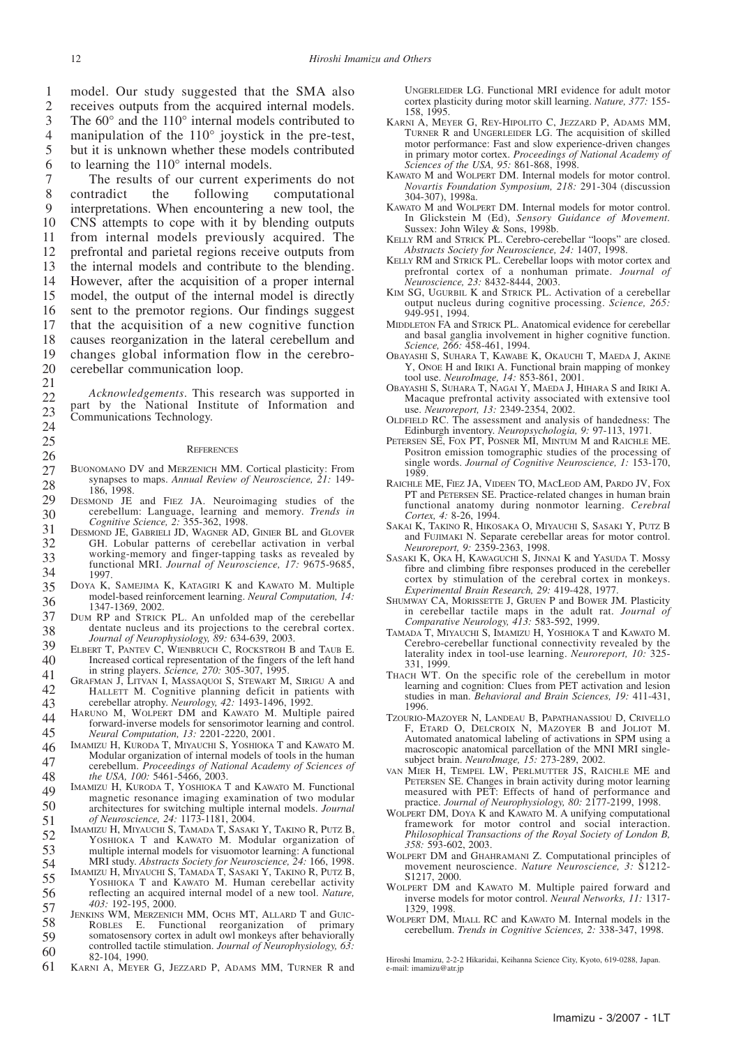model. Our study suggested that the SMA also receives outputs from the acquired internal models. The 60° and the 110° internal models contributed to manipulation of the 110° joystick in the pre-test, but it is unknown whether these models contributed to learning the 110° internal models.

The results of our current experiments do not contradict the following computational interpretations. When encountering a new tool, the CNS attempts to cope with it by blending outputs from internal models previously acquired. The prefrontal and parietal regions receive outputs from the internal models and contribute to the blending. However, after the acquisition of a proper internal model, the output of the internal model is directly sent to the premotor regions. Our findings suggest that the acquisition of a new cognitive function causes reorganization in the lateral cerebellum and changes global information flow in the cerebro-cerebellar communication loop.

*Acknowledgements*. This research was supported in part by the National Institute of Information and Communications Technology.

## References

Buonomano DV and Merzenich MM. Cortical plasticity: From synapses to maps. *Annual Review of Neuroscience, 21:* 149-186, 1998.

Desmond JE and Fiez JA. Neuroimaging studies of the cerebellum: Language, learning and memory. *Trends in Cognitive Science, 2:* 355-362, 1998.

Desmond JE, Gabrieli JD, Wagner AD, Ginier BL and Glover GH. Lobular patterns of cerebellar activation in verbal working-memory and finger-tapping tasks as revealed by functional MRI. *Journal of Neuroscience, 17:* 9675-9685, 1997.

Doya K, Samejima K, Katagiri K and Kawato M. Multiple model-based reinforcement learning. *Neural Computation, 14:* 1347-1369, 2002.

Dum RP and Strick PL. An unfolded map of the cerebellar dentate nucleus and its projections to the cerebral cortex. *Journal of Neurophysiology, 89:* 634-639, 2003.

Elbert T, Pantev C, Wienbruch C, Rockstroh B and Taub E. Increased cortical representation of the fingers of the left hand in string players. *Science, 270:* 305-307, 1995.

Grafman J, Litvan I, Massaquoi S, Stewart M, Sirigu A and Hallett M. Cognitive planning deficit in patients with cerebellar atrophy. *Neurology, 42:* 1493-1496, 1992.

Haruno M, Wolpert DM and Kawato M. Multiple paired forward-inverse models for sensorimotor learning and control. *Neural Computation, 13:* 2201-2220, 2001.

Imamizu H, Kuroda T, Miyauchi S, Yoshioka T and Kawato M. Modular organization of internal models of tools in the human cerebellum. *Proceedings of National Academy of Sciences of the USA, 100:* 5461-5466, 2003.

Imamizu H, Kuroda T, Yoshioka T and Kawato M. Functional magnetic resonance imaging examination of two modular architectures for switching multiple internal models. *Journal of Neuroscience, 24:* 1173-1181, 2004.

Imamizu H, Miyauchi S, Tamada T, Sasaki Y, Takino R, Putz B, Yoshioka T and Kawato M. Modular organization of multiple internal models for visuomotor learning: A functional MRI study. *Abstracts Society for Neuroscience, 24:* 166, 1998.

Imamizu H, Miyauchi S, Tamada T, Sasaki Y, Takino R, Putz B, Yoshioka T and Kawato M. Human cerebellar activity reflecting an acquired internal model of a new tool. *Nature, 403:* 192-195, 2000.

Jenkins WM, Merzenich MM, Ochs MT, Allard T and Guic-Robles E. Functional reorganization of primary somatosensory cortex in adult owl monkeys after behaviorally controlled tactile stimulation. *Journal of Neurophysiology, 63:* 82-104, 1990.

Karni A, Meyer G, Jezzard P, Adams MM, Turner R and Ungerleider LG. Functional MRI evidence for adult motor cortex plasticity during motor skill learning. *Nature, 377:* 155-158, 1995.

Karni A, Meyer G, Rey-Hipolito C, Jezzard P, Adams MM, Turner R and Ungerleider LG. The acquisition of skilled motor performance: Fast and slow experience-driven changes in primary motor cortex. *Proceedings of National Academy of Sciences of the USA, 95:* 861-868, 1998.

Kawato M and Wolpert DM. Internal models for motor control. *Novartis Foundation Symposium, 218:* 291-304 (discussion 304-307), 1998a.

Kawato M and Wolpert DM. Internal models for motor control. In Glickstein M (Ed), *Sensory Guidance of Movement.* Sussex: John Wiley & Sons, 1998b.

Kelly RM and Strick PL. Cerebro-cerebellar "loops" are closed. *Abstracts Society for Neuroscience, 24:* 1407, 1998.

Kelly RM and Strick PL. Cerebellar loops with motor cortex and prefrontal cortex of a nonhuman primate. *Journal of Neuroscience, 23:* 8432-8444, 2003.

Kim SG, Ugurbil K and Strick PL. Activation of a cerebellar output nucleus during cognitive processing. *Science, 265:* 949-951, 1994.

Middleton FA and Strick PL. Anatomical evidence for cerebellar and basal ganglia involvement in higher cognitive function. *Science, 266:* 458-461, 1994.

Obayashi S, Suhara T, Kawabe K, Okauchi T, Maeda J, Akine Y, Onoe H and Iriki A. Functional brain mapping of monkey tool use. *NeuroImage, 14:* 853-861, 2001.

Obayashi S, Suhara T, Nagai Y, Maeda J, Hihara S and Iriki A. Macaque prefrontal activity associated with extensive tool use. *Neuroreport, 13:* 2349-2354, 2002.

Oldfield RC. The assessment and analysis of handedness: The Edinburgh inventory. *Neuropsychologia, 9:* 97-113, 1971.

Petersen SE, Fox PT, Posner MI, Mintum M and Raichle ME. Positron emission tomographic studies of the processing of single words. *Journal of Cognitive Neuroscience, 1:* 153-170, 1989.

Raichle ME, Fiez JA, Videen TO, MacLeod AM, Pardo JV, Fox PT and Petersen SE. Practice-related changes in human brain functional anatomy during nonmotor learning. *Cerebral Cortex, 4:* 8-26, 1994.

Sakai K, Takino R, Hikosaka O, Miyauchi S, Sasaki Y, Putz B and Fujimaki N. Separate cerebellar areas for motor control. *Neuroreport, 9:* 2359-2363, 1998.

Sasaki K, Oka H, Kawaguchi S, Jinnai K and Yasuda T. Mossy fibre and climbing fibre responses produced in the cerebeller cortex by stimulation of the cerebral cortex in monkeys. *Experimental Brain Research, 29:* 419-428, 1977.

Shumway CA, Morissette J, Gruen P and Bower JM. Plasticity in cerebellar tactile maps in the adult rat. *Journal of Comparative Neurology, 413:* 583-592, 1999.

Tamada T, Miyauchi S, Imamizu H, Yoshioka T and Kawato M. Cerebro-cerebellar functional connectivity revealed by the laterality index in tool-use learning. *Neuroreport, 10:* 325-331, 1999.

Thach WT. On the specific role of the cerebellum in motor learning and cognition: Clues from PET activation and lesion studies in man. *Behavioral and Brain Sciences, 19:* 411-431, 1996.

Tzourio-Mazoyer N, Landeau B, Papathanassiou D, Crivello F, Etard O, Delcroix N, Mazoyer B and Joliot M. Automated anatomical labeling of activations in SPM using a macroscopic anatomical parcellation of the MNI MRI single-subject brain. *NeuroImage, 15:* 273-289, 2002.

van Mier H, Tempel LW, Perlmutter JS, Raichle ME and Petersen SE. Changes in brain activity during motor learning measured with PET: Effects of hand of performance and practice. *Journal of Neurophysiology, 80:* 2177-2199, 1998.

Wolpert DM, Doya K and Kawato M. A unifying computational framework for motor control and social interaction. *Philosophical Transactions of the Royal Society of London B, 358:* 593-602, 2003.

Wolpert DM and Ghahramani Z. Computational principles of movement neuroscience. *Nature Neuroscience, 3:* S1212-S1217, 2000.

Wolpert DM and Kawato M. Multiple paired forward and inverse models for motor control. *Neural Networks, 11:* 1317-1329, 1998.

Wolpert DM, Miall RC and Kawato M. Internal models in the cerebellum. *Trends in Cognitive Sciences, 2:* 338-347, 1998.

Hiroshi Imamizu, 2-2-2 Hikaridai, Keihanna Science City, Kyoto, 619-0288, Japan. e-mail: imamizu@atr.jp